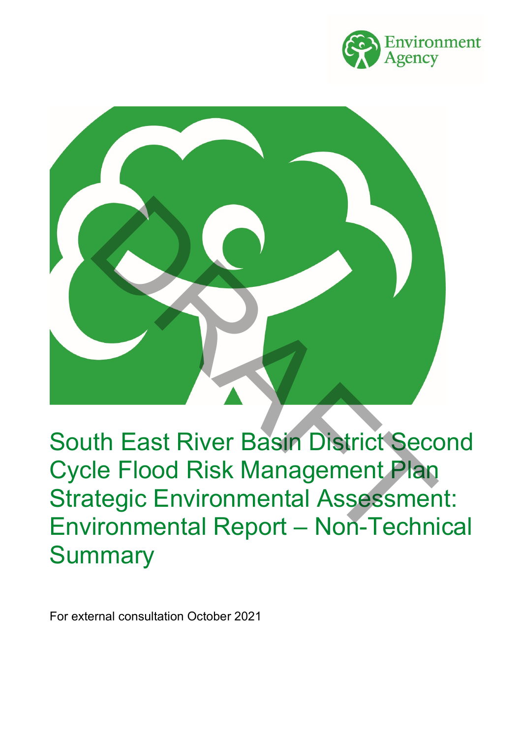# South East River Basin District Second Cycle Flood Risk Management Plan Strategic Environmental Assessment: Environmental Report – Non-Technical Summary

For external consultation October 2021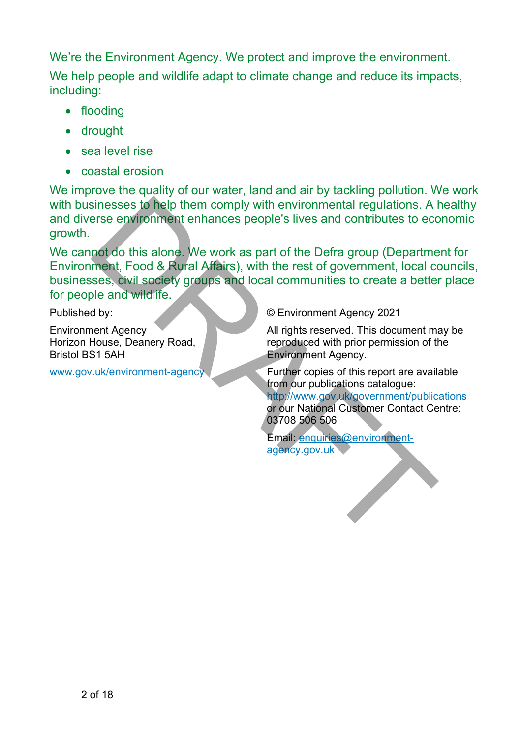We're the Environment Agency. We protect and improve the environment.

We help people and wildlife adapt to climate change and reduce its impacts, including:

- flooding
- drought
- sea level rise
- coastal erosion

We improve the quality of our water, land and air by tackling pollution. We work with businesses to help them comply with environmental regulations. A healthy and diverse environment enhances people's lives and contributes to economic growth.

We cannot do this alone. We work as part of the Defra group (Department for Environment, Food & Rural Affairs), with the rest of government, local councils, businesses, civil society groups and local communities to create a better place for people and wildlife.

Published by:

Environment Agency
Horizon House, Deanery Road,
Bristol BS1 5AH

www.gov.uk/environment-agency

© Environment Agency 2021

All rights reserved. This document may be reproduced with prior permission of the Environment Agency.

Further copies of this report are available from our publications catalogue: http://www.gov.uk/government/publications or our National Customer Contact Centre: 03708 506 506

Email: enquiries@environment-agency.gov.uk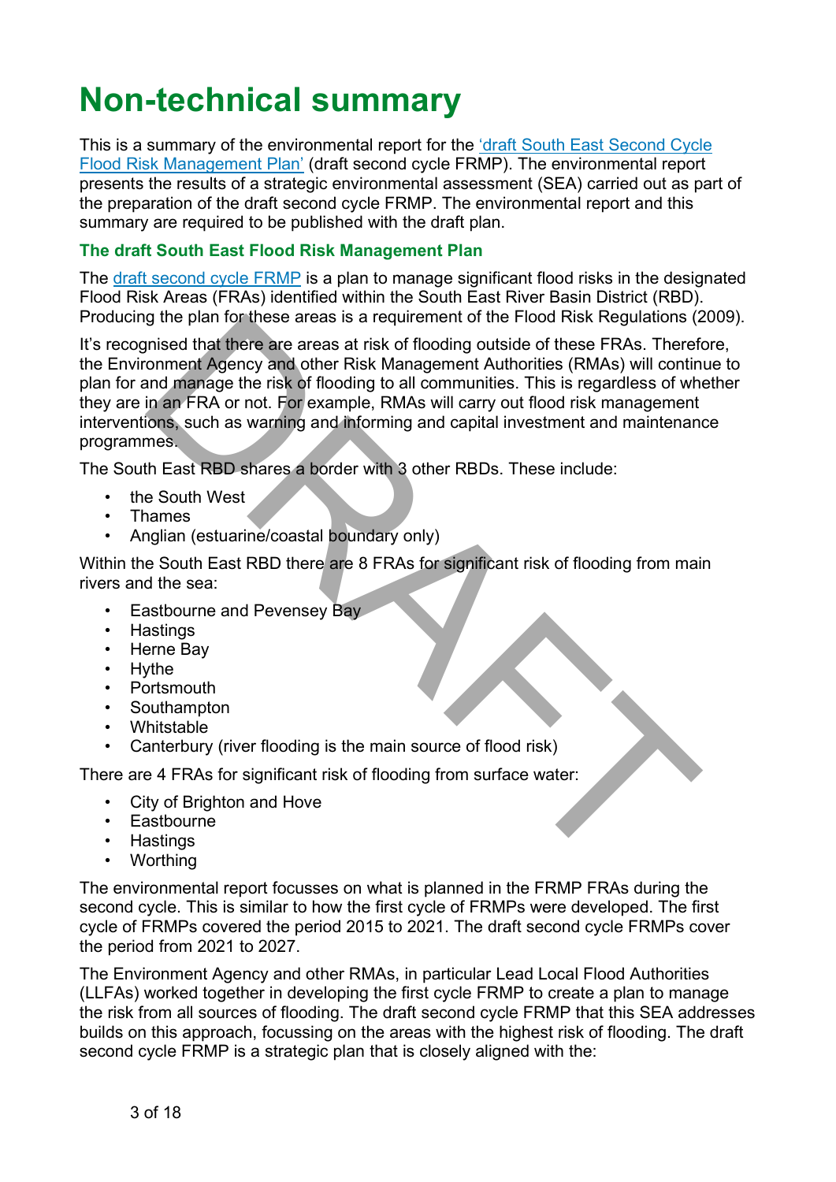# Non-technical summary

This is a summary of the environmental report for the 'draft South East Second Cycle Flood Risk Management Plan' (draft second cycle FRMP). The environmental report presents the results of a strategic environmental assessment (SEA) carried out as part of the preparation of the draft second cycle FRMP. The environmental report and this summary are required to be published with the draft plan.

### The draft South East Flood Risk Management Plan

The draft second cycle FRMP is a plan to manage significant flood risks in the designated Flood Risk Areas (FRAs) identified within the South East River Basin District (RBD). Producing the plan for these areas is a requirement of the Flood Risk Regulations (2009).

It's recognised that there are areas at risk of flooding outside of these FRAs. Therefore, the Environment Agency and other Risk Management Authorities (RMAs) will continue to plan for and manage the risk of flooding to all communities. This is regardless of whether they are in an FRA or not. For example, RMAs will carry out flood risk management interventions, such as warning and informing and capital investment and maintenance programmes.

The South East RBD shares a border with 3 other RBDs. These include:

- the South West
- Thames
- Anglian (estuarine/coastal boundary only)

Within the South East RBD there are 8 FRAs for significant risk of flooding from main rivers and the sea:

- Eastbourne and Pevensey Bay
- Hastings
- Herne Bay
- Hythe
- Portsmouth
- Southampton
- Whitstable
- Canterbury (river flooding is the main source of flood risk)

There are 4 FRAs for significant risk of flooding from surface water:

- City of Brighton and Hove
- Eastbourne
- Hastings
- Worthing

The environmental report focusses on what is planned in the FRMP FRAs during the second cycle. This is similar to how the first cycle of FRMPs were developed. The first cycle of FRMPs covered the period 2015 to 2021. The draft second cycle FRMPs cover the period from 2021 to 2027.

The Environment Agency and other RMAs, in particular Lead Local Flood Authorities (LLFAs) worked together in developing the first cycle FRMP to create a plan to manage the risk from all sources of flooding. The draft second cycle FRMP that this SEA addresses builds on this approach, focussing on the areas with the highest risk of flooding. The draft second cycle FRMP is a strategic plan that is closely aligned with the: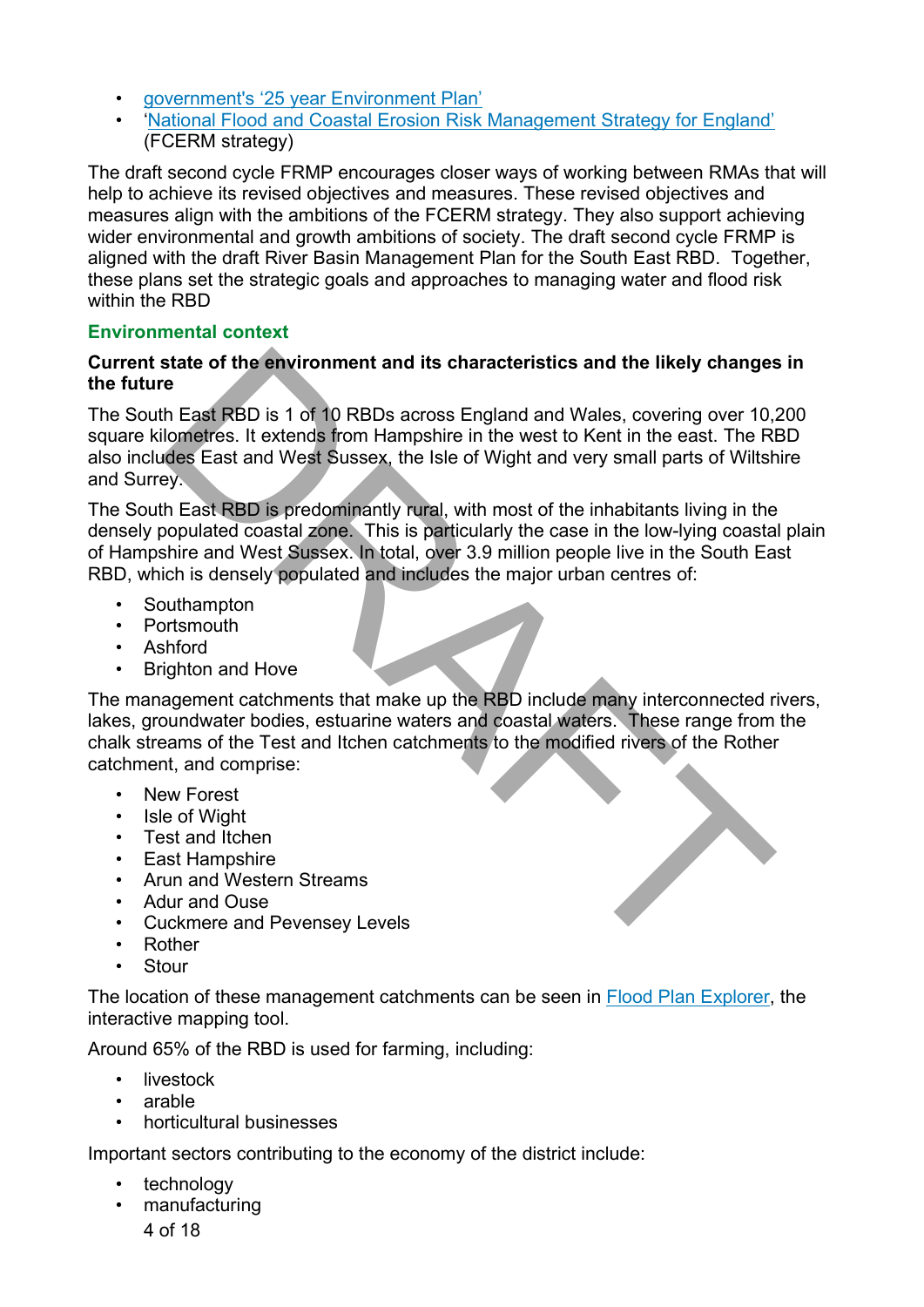- [government's '25 year Environment Plan'](#)
- ['National Flood and Coastal Erosion Risk Management Strategy for England'](#) (FCERM strategy)

The draft second cycle FRMP encourages closer ways of working between RMAs that will help to achieve its revised objectives and measures. These revised objectives and measures align with the ambitions of the FCERM strategy. They also support achieving wider environmental and growth ambitions of society. The draft second cycle FRMP is aligned with the draft River Basin Management Plan for the South East RBD. Together, these plans set the strategic goals and approaches to managing water and flood risk within the RBD

## Environmental context

### Current state of the environment and its characteristics and the likely changes in the future

The South East RBD is 1 of 10 RBDs across England and Wales, covering over 10,200 square kilometres. It extends from Hampshire in the west to Kent in the east. The RBD also includes East and West Sussex, the Isle of Wight and very small parts of Wiltshire and Surrey.

The South East RBD is predominantly rural, with most of the inhabitants living in the densely populated coastal zone. This is particularly the case in the low-lying coastal plain of Hampshire and West Sussex. In total, over 3.9 million people live in the South East RBD, which is densely populated and includes the major urban centres of:

- Southampton
- Portsmouth
- Ashford
- Brighton and Hove

The management catchments that make up the RBD include many interconnected rivers, lakes, groundwater bodies, estuarine waters and coastal waters. These range from the chalk streams of the Test and Itchen catchments to the modified rivers of the Rother catchment, and comprise:

- New Forest
- Isle of Wight
- Test and Itchen
- East Hampshire
- Arun and Western Streams
- Adur and Ouse
- Cuckmere and Pevensey Levels
- Rother
- Stour

The location of these management catchments can be seen in [Flood Plan Explorer](#), the interactive mapping tool.

Around 65% of the RBD is used for farming, including:

- livestock
- arable
- horticultural businesses

Important sectors contributing to the economy of the district include:

- technology
- manufacturing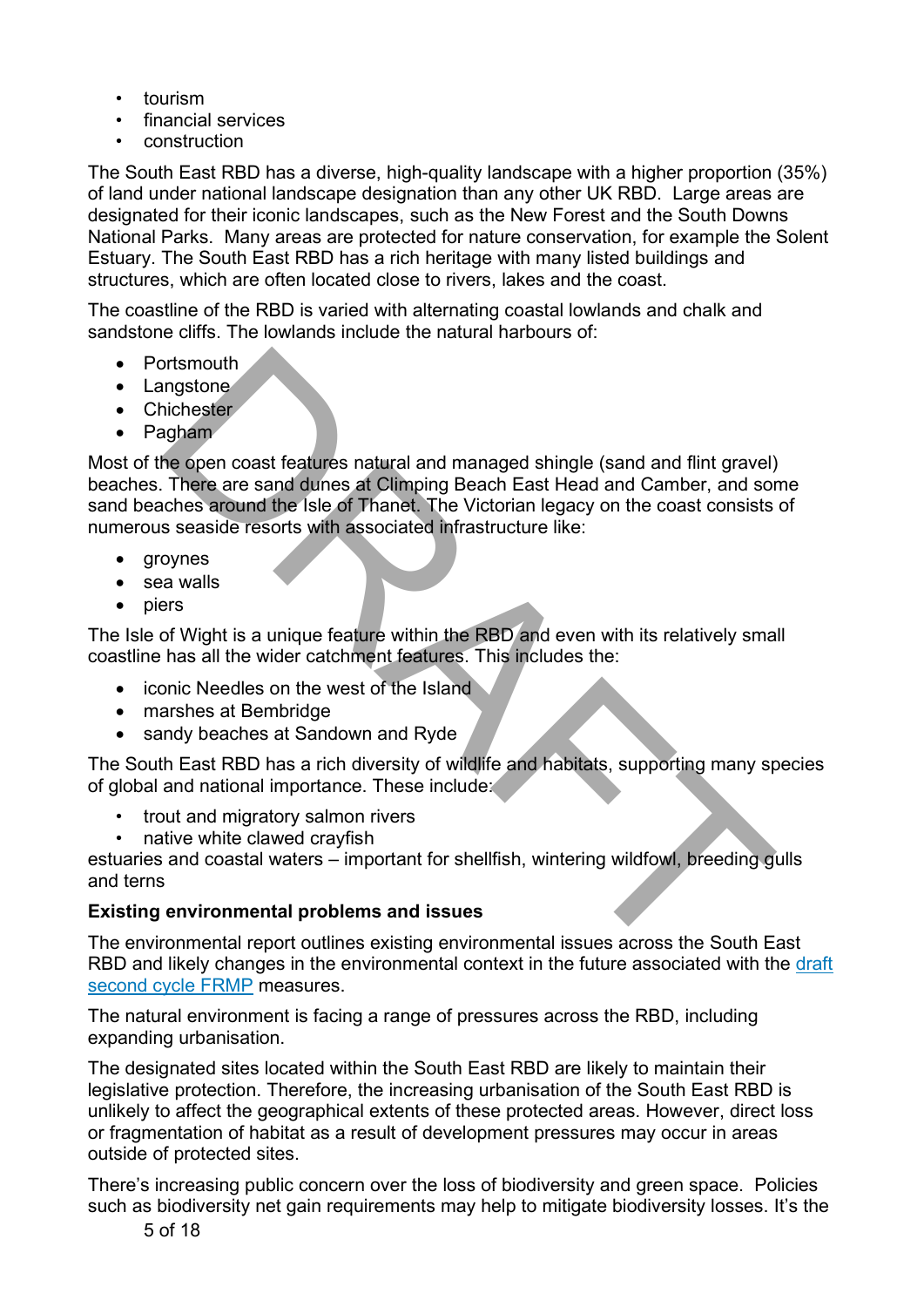- tourism
- financial services
- construction

The South East RBD has a diverse, high-quality landscape with a higher proportion (35%) of land under national landscape designation than any other UK RBD. Large areas are designated for their iconic landscapes, such as the New Forest and the South Downs National Parks. Many areas are protected for nature conservation, for example the Solent Estuary. The South East RBD has a rich heritage with many listed buildings and structures, which are often located close to rivers, lakes and the coast.

The coastline of the RBD is varied with alternating coastal lowlands and chalk and sandstone cliffs. The lowlands include the natural harbours of:

- Portsmouth
- Langstone
- Chichester
- Pagham

Most of the open coast features natural and managed shingle (sand and flint gravel) beaches. There are sand dunes at Climping Beach East Head and Camber, and some sand beaches around the Isle of Thanet. The Victorian legacy on the coast consists of numerous seaside resorts with associated infrastructure like:

- groynes
- sea walls
- piers

The Isle of Wight is a unique feature within the RBD and even with its relatively small coastline has all the wider catchment features. This includes the:

- iconic Needles on the west of the Island
- marshes at Bembridge
- sandy beaches at Sandown and Ryde

The South East RBD has a rich diversity of wildlife and habitats, supporting many species of global and national importance. These include:

- trout and migratory salmon rivers
- native white clawed crayfish

estuaries and coastal waters – important for shellfish, wintering wildfowl, breeding gulls and terns

**Existing environmental problems and issues**

The environmental report outlines existing environmental issues across the South East RBD and likely changes in the environmental context in the future associated with the draft second cycle FRMP measures.

The natural environment is facing a range of pressures across the RBD, including expanding urbanisation.

The designated sites located within the South East RBD are likely to maintain their legislative protection. Therefore, the increasing urbanisation of the South East RBD is unlikely to affect the geographical extents of these protected areas. However, direct loss or fragmentation of habitat as a result of development pressures may occur in areas outside of protected sites.

There's increasing public concern over the loss of biodiversity and green space. Policies such as biodiversity net gain requirements may help to mitigate biodiversity losses. It's the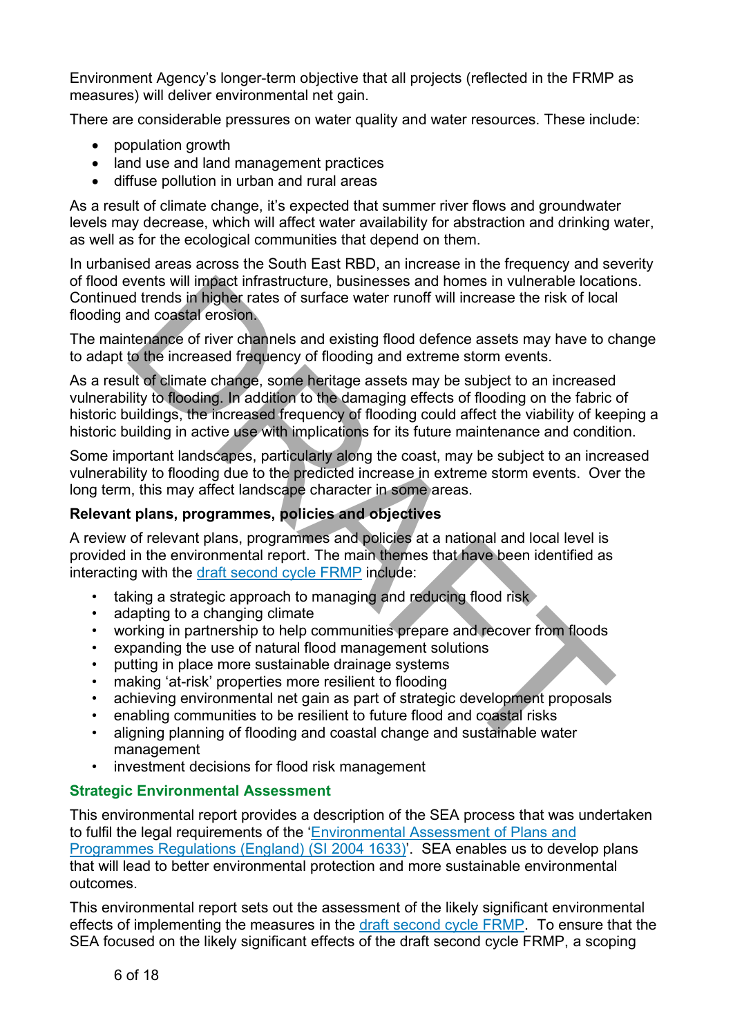Environment Agency's longer-term objective that all projects (reflected in the FRMP as measures) will deliver environmental net gain.

There are considerable pressures on water quality and water resources. These include:

- population growth
- land use and land management practices
- diffuse pollution in urban and rural areas

As a result of climate change, it's expected that summer river flows and groundwater levels may decrease, which will affect water availability for abstraction and drinking water, as well as for the ecological communities that depend on them.

In urbanised areas across the South East RBD, an increase in the frequency and severity of flood events will impact infrastructure, businesses and homes in vulnerable locations. Continued trends in higher rates of surface water runoff will increase the risk of local flooding and coastal erosion.

The maintenance of river channels and existing flood defence assets may have to change to adapt to the increased frequency of flooding and extreme storm events.

As a result of climate change, some heritage assets may be subject to an increased vulnerability to flooding. In addition to the damaging effects of flooding on the fabric of historic buildings, the increased frequency of flooding could affect the viability of keeping a historic building in active use with implications for its future maintenance and condition.

Some important landscapes, particularly along the coast, may be subject to an increased vulnerability to flooding due to the predicted increase in extreme storm events. Over the long term, this may affect landscape character in some areas.

**Relevant plans, programmes, policies and objectives**

A review of relevant plans, programmes and policies at a national and local level is provided in the environmental report. The main themes that have been identified as interacting with the draft second cycle FRMP include:

- taking a strategic approach to managing and reducing flood risk
- adapting to a changing climate
- working in partnership to help communities prepare and recover from floods
- expanding the use of natural flood management solutions
- putting in place more sustainable drainage systems
- making 'at-risk' properties more resilient to flooding
- achieving environmental net gain as part of strategic development proposals
- enabling communities to be resilient to future flood and coastal risks
- aligning planning of flooding and coastal change and sustainable water management
- investment decisions for flood risk management

## Strategic Environmental Assessment

This environmental report provides a description of the SEA process that was undertaken to fulfil the legal requirements of the 'Environmental Assessment of Plans and Programmes Regulations (England) (SI 2004 1633)'. SEA enables us to develop plans that will lead to better environmental protection and more sustainable environmental outcomes.

This environmental report sets out the assessment of the likely significant environmental effects of implementing the measures in the draft second cycle FRMP. To ensure that the SEA focused on the likely significant effects of the draft second cycle FRMP, a scoping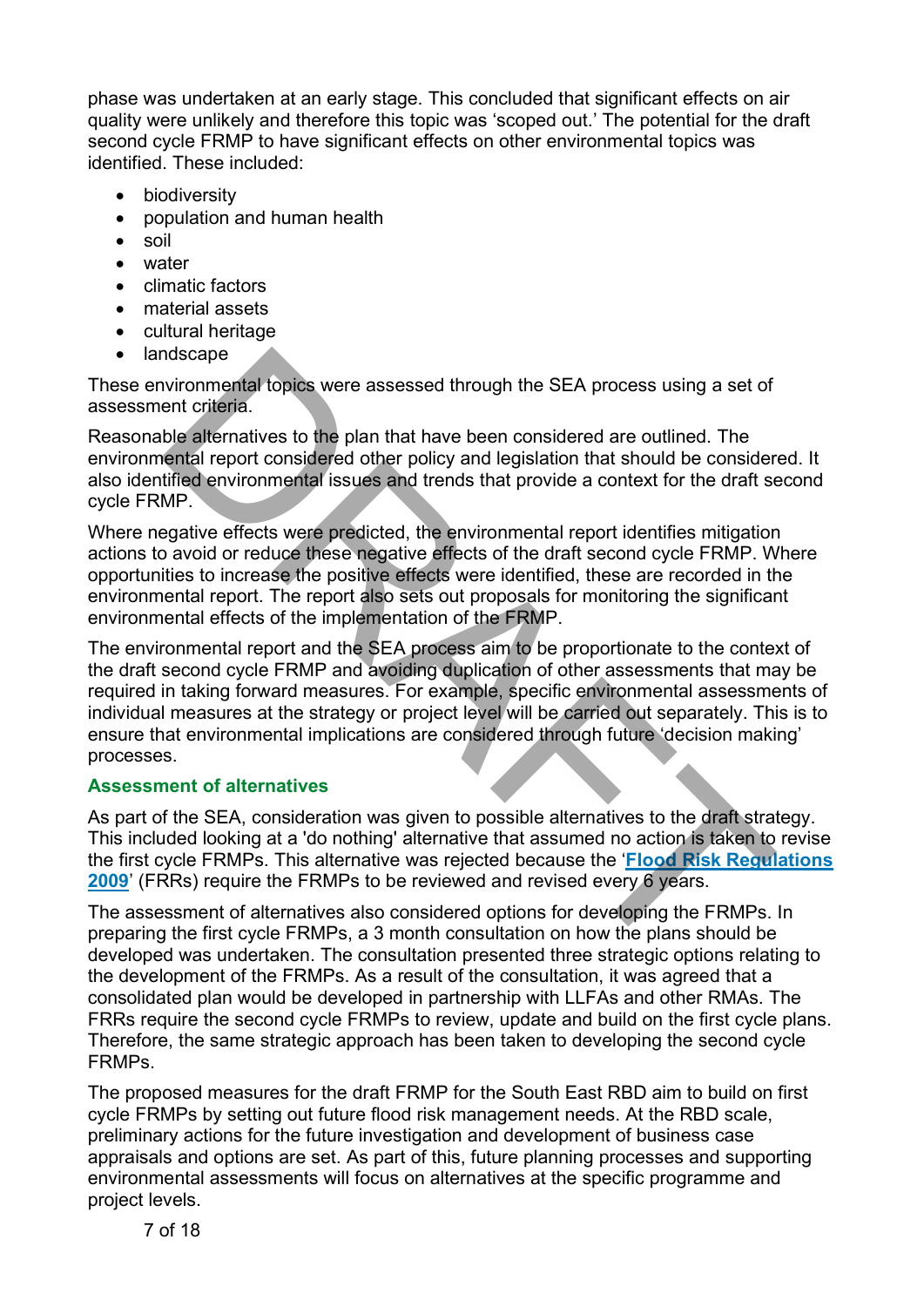phase was undertaken at an early stage. This concluded that significant effects on air quality were unlikely and therefore this topic was 'scoped out.' The potential for the draft second cycle FRMP to have significant effects on other environmental topics was identified. These included:

- biodiversity
- population and human health
- soil
- water
- climatic factors
- material assets
- cultural heritage
- landscape

These environmental topics were assessed through the SEA process using a set of assessment criteria.

Reasonable alternatives to the plan that have been considered are outlined. The environmental report considered other policy and legislation that should be considered. It also identified environmental issues and trends that provide a context for the draft second cycle FRMP.

Where negative effects were predicted, the environmental report identifies mitigation actions to avoid or reduce these negative effects of the draft second cycle FRMP. Where opportunities to increase the positive effects were identified, these are recorded in the environmental report. The report also sets out proposals for monitoring the significant environmental effects of the implementation of the FRMP.

The environmental report and the SEA process aim to be proportionate to the context of the draft second cycle FRMP and avoiding duplication of other assessments that may be required in taking forward measures. For example, specific environmental assessments of individual measures at the strategy or project level will be carried out separately. This is to ensure that environmental implications are considered through future 'decision making' processes.

### Assessment of alternatives

As part of the SEA, consideration was given to possible alternatives to the draft strategy. This included looking at a 'do nothing' alternative that assumed no action is taken to revise the first cycle FRMPs. This alternative was rejected because the '**Flood Risk Regulations 2009**' (FRRs) require the FRMPs to be reviewed and revised every 6 years.

The assessment of alternatives also considered options for developing the FRMPs. In preparing the first cycle FRMPs, a 3 month consultation on how the plans should be developed was undertaken. The consultation presented three strategic options relating to the development of the FRMPs. As a result of the consultation, it was agreed that a consolidated plan would be developed in partnership with LLFAs and other RMAs. The FRRs require the second cycle FRMPs to review, update and build on the first cycle plans. Therefore, the same strategic approach has been taken to developing the second cycle FRMPs.

The proposed measures for the draft FRMP for the South East RBD aim to build on first cycle FRMPs by setting out future flood risk management needs. At the RBD scale, preliminary actions for the future investigation and development of business case appraisals and options are set. As part of this, future planning processes and supporting environmental assessments will focus on alternatives at the specific programme and project levels.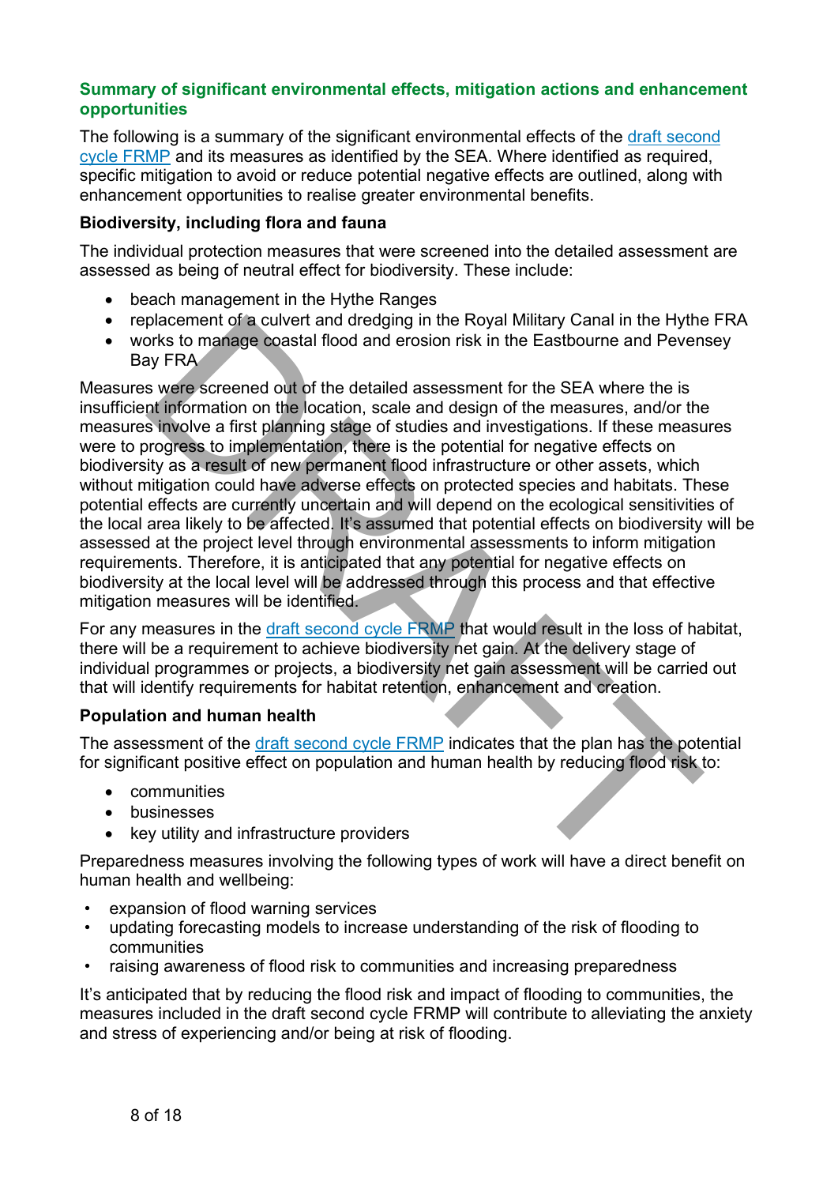## Summary of significant environmental effects, mitigation actions and enhancement opportunities

The following is a summary of the significant environmental effects of the draft second cycle FRMP and its measures as identified by the SEA. Where identified as required, specific mitigation to avoid or reduce potential negative effects are outlined, along with enhancement opportunities to realise greater environmental benefits.

**Biodiversity, including flora and fauna**

The individual protection measures that were screened into the detailed assessment are assessed as being of neutral effect for biodiversity. These include:

- beach management in the Hythe Ranges
- replacement of a culvert and dredging in the Royal Military Canal in the Hythe FRA
- works to manage coastal flood and erosion risk in the Eastbourne and Pevensey Bay FRA

Measures were screened out of the detailed assessment for the SEA where the is insufficient information on the location, scale and design of the measures, and/or the measures involve a first planning stage of studies and investigations. If these measures were to progress to implementation, there is the potential for negative effects on biodiversity as a result of new permanent flood infrastructure or other assets, which without mitigation could have adverse effects on protected species and habitats. These potential effects are currently uncertain and will depend on the ecological sensitivities of the local area likely to be affected. It's assumed that potential effects on biodiversity will be assessed at the project level through environmental assessments to inform mitigation requirements. Therefore, it is anticipated that any potential for negative effects on biodiversity at the local level will be addressed through this process and that effective mitigation measures will be identified.

For any measures in the draft second cycle FRMP that would result in the loss of habitat, there will be a requirement to achieve biodiversity net gain. At the delivery stage of individual programmes or projects, a biodiversity net gain assessment will be carried out that will identify requirements for habitat retention, enhancement and creation.

**Population and human health**

The assessment of the draft second cycle FRMP indicates that the plan has the potential for significant positive effect on population and human health by reducing flood risk to:

- communities
- businesses
- key utility and infrastructure providers

Preparedness measures involving the following types of work will have a direct benefit on human health and wellbeing:

- expansion of flood warning services
- updating forecasting models to increase understanding of the risk of flooding to communities
- raising awareness of flood risk to communities and increasing preparedness

It's anticipated that by reducing the flood risk and impact of flooding to communities, the measures included in the draft second cycle FRMP will contribute to alleviating the anxiety and stress of experiencing and/or being at risk of flooding.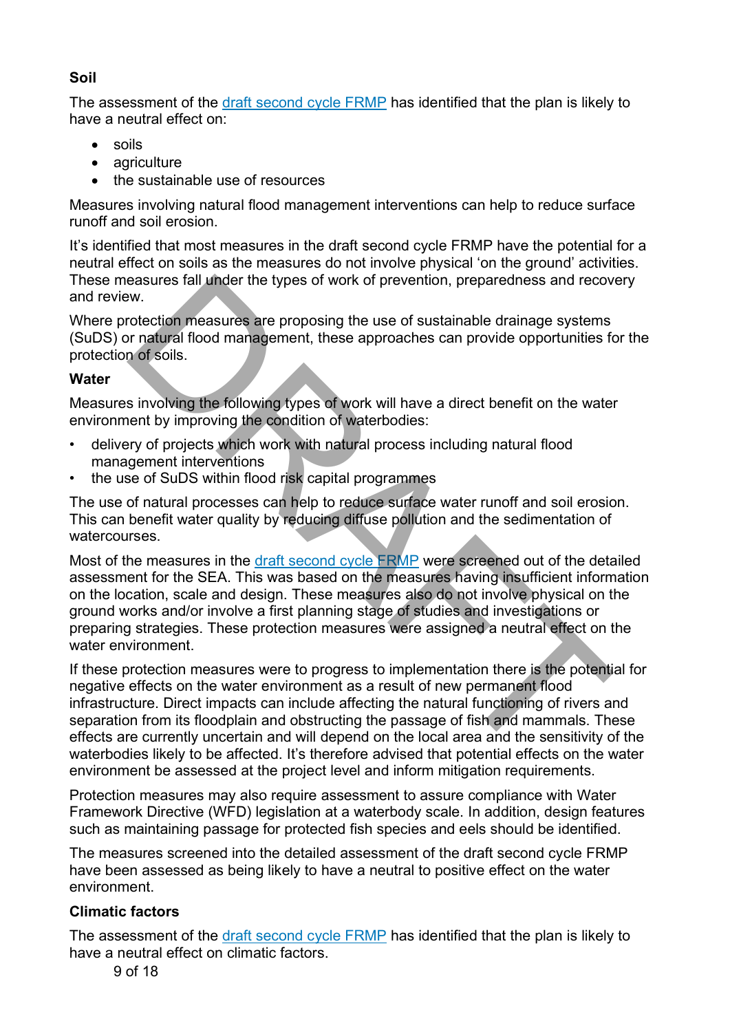**Soil**

The assessment of the draft second cycle FRMP has identified that the plan is likely to have a neutral effect on:

- soils
- agriculture
- the sustainable use of resources

Measures involving natural flood management interventions can help to reduce surface runoff and soil erosion.

It's identified that most measures in the draft second cycle FRMP have the potential for a neutral effect on soils as the measures do not involve physical 'on the ground' activities. These measures fall under the types of work of prevention, preparedness and recovery and review.

Where protection measures are proposing the use of sustainable drainage systems (SuDS) or natural flood management, these approaches can provide opportunities for the protection of soils.

**Water**

Measures involving the following types of work will have a direct benefit on the water environment by improving the condition of waterbodies:

- delivery of projects which work with natural process including natural flood management interventions
- the use of SuDS within flood risk capital programmes

The use of natural processes can help to reduce surface water runoff and soil erosion. This can benefit water quality by reducing diffuse pollution and the sedimentation of watercourses.

Most of the measures in the draft second cycle FRMP were screened out of the detailed assessment for the SEA. This was based on the measures having insufficient information on the location, scale and design. These measures also do not involve physical on the ground works and/or involve a first planning stage of studies and investigations or preparing strategies. These protection measures were assigned a neutral effect on the water environment.

If these protection measures were to progress to implementation there is the potential for negative effects on the water environment as a result of new permanent flood infrastructure. Direct impacts can include affecting the natural functioning of rivers and separation from its floodplain and obstructing the passage of fish and mammals. These effects are currently uncertain and will depend on the local area and the sensitivity of the waterbodies likely to be affected. It's therefore advised that potential effects on the water environment be assessed at the project level and inform mitigation requirements.

Protection measures may also require assessment to assure compliance with Water Framework Directive (WFD) legislation at a waterbody scale. In addition, design features such as maintaining passage for protected fish species and eels should be identified.

The measures screened into the detailed assessment of the draft second cycle FRMP have been assessed as being likely to have a neutral to positive effect on the water environment.

**Climatic factors**

The assessment of the draft second cycle FRMP has identified that the plan is likely to have a neutral effect on climatic factors.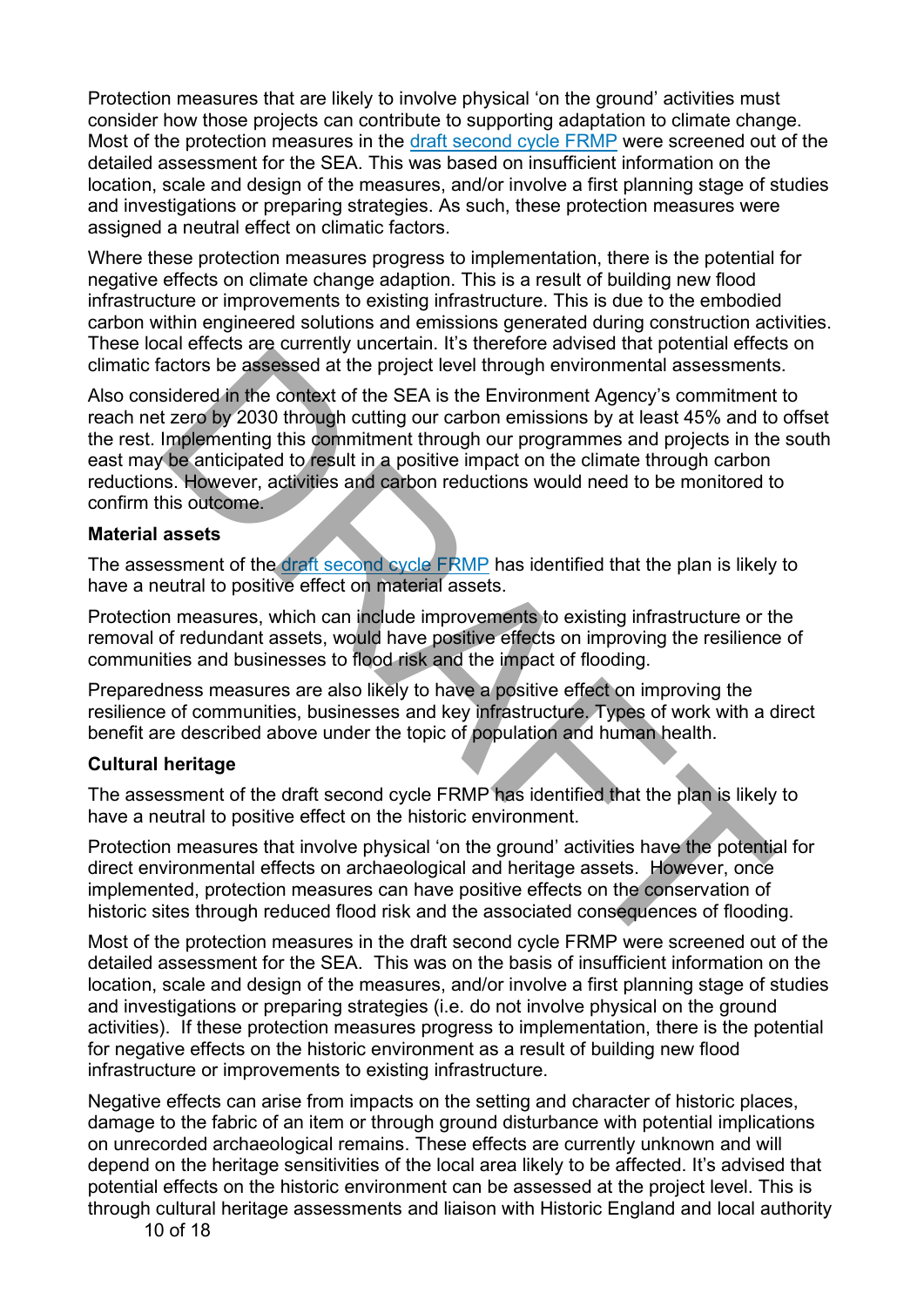Protection measures that are likely to involve physical 'on the ground' activities must consider how those projects can contribute to supporting adaptation to climate change. Most of the protection measures in the draft second cycle FRMP were screened out of the detailed assessment for the SEA. This was based on insufficient information on the location, scale and design of the measures, and/or involve a first planning stage of studies and investigations or preparing strategies. As such, these protection measures were assigned a neutral effect on climatic factors.

Where these protection measures progress to implementation, there is the potential for negative effects on climate change adaption. This is a result of building new flood infrastructure or improvements to existing infrastructure. This is due to the embodied carbon within engineered solutions and emissions generated during construction activities. These local effects are currently uncertain. It's therefore advised that potential effects on climatic factors be assessed at the project level through environmental assessments.

Also considered in the context of the SEA is the Environment Agency's commitment to reach net zero by 2030 through cutting our carbon emissions by at least 45% and to offset the rest. Implementing this commitment through our programmes and projects in the south east may be anticipated to result in a positive impact on the climate through carbon reductions. However, activities and carbon reductions would need to be monitored to confirm this outcome.

**Material assets**

The assessment of the draft second cycle FRMP has identified that the plan is likely to have a neutral to positive effect on material assets.

Protection measures, which can include improvements to existing infrastructure or the removal of redundant assets, would have positive effects on improving the resilience of communities and businesses to flood risk and the impact of flooding.

Preparedness measures are also likely to have a positive effect on improving the resilience of communities, businesses and key infrastructure. Types of work with a direct benefit are described above under the topic of population and human health.

**Cultural heritage**

The assessment of the draft second cycle FRMP has identified that the plan is likely to have a neutral to positive effect on the historic environment.

Protection measures that involve physical 'on the ground' activities have the potential for direct environmental effects on archaeological and heritage assets. However, once implemented, protection measures can have positive effects on the conservation of historic sites through reduced flood risk and the associated consequences of flooding.

Most of the protection measures in the draft second cycle FRMP were screened out of the detailed assessment for the SEA. This was on the basis of insufficient information on the location, scale and design of the measures, and/or involve a first planning stage of studies and investigations or preparing strategies (i.e. do not involve physical on the ground activities). If these protection measures progress to implementation, there is the potential for negative effects on the historic environment as a result of building new flood infrastructure or improvements to existing infrastructure.

Negative effects can arise from impacts on the setting and character of historic places, damage to the fabric of an item or through ground disturbance with potential implications on unrecorded archaeological remains. These effects are currently unknown and will depend on the heritage sensitivities of the local area likely to be affected. It's advised that potential effects on the historic environment can be assessed at the project level. This is through cultural heritage assessments and liaison with Historic England and local authority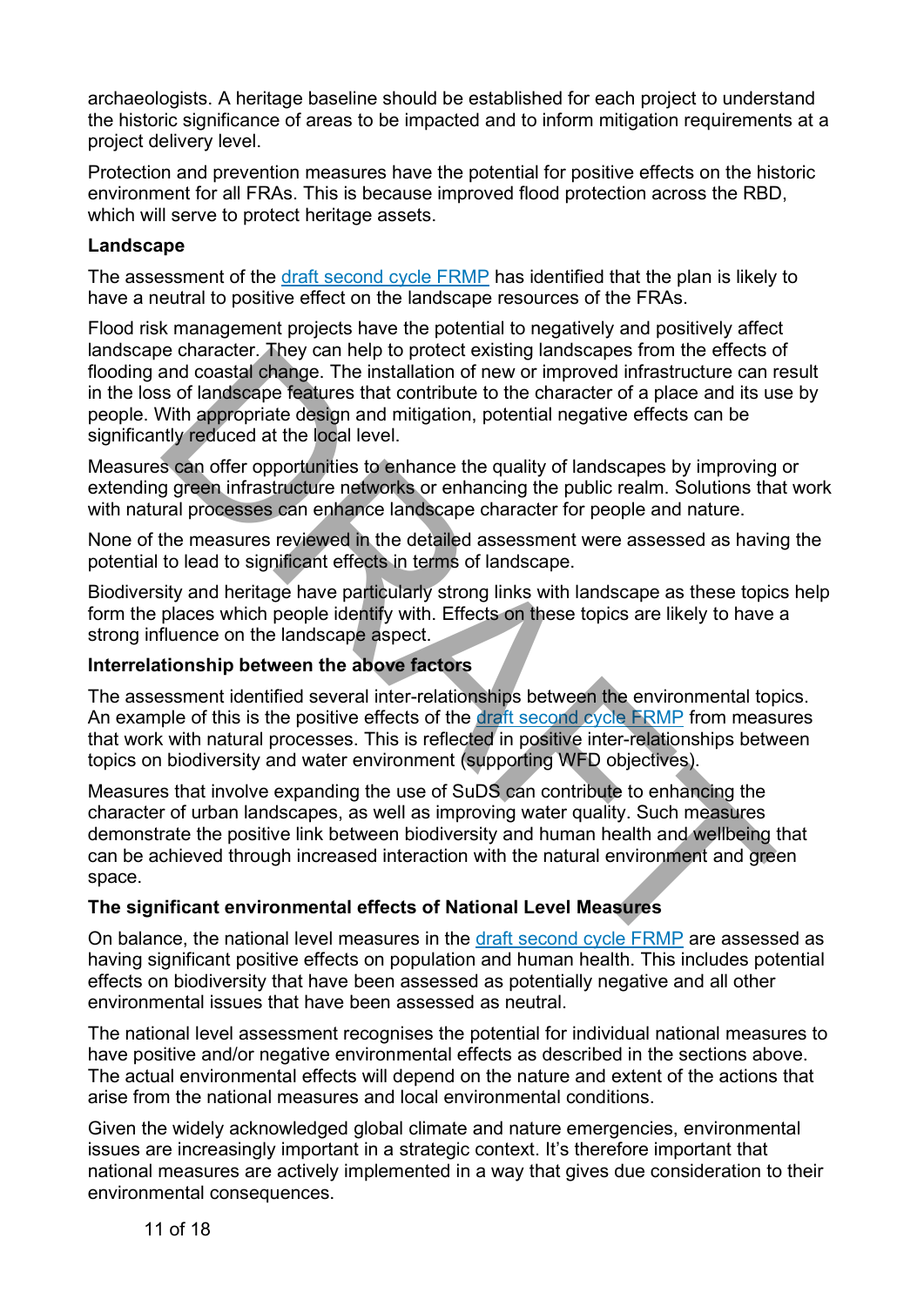archaeologists. A heritage baseline should be established for each project to understand the historic significance of areas to be impacted and to inform mitigation requirements at a project delivery level.

Protection and prevention measures have the potential for positive effects on the historic environment for all FRAs. This is because improved flood protection across the RBD, which will serve to protect heritage assets.

**Landscape**

The assessment of the [draft second cycle FRMP](#) has identified that the plan is likely to have a neutral to positive effect on the landscape resources of the FRAs.

Flood risk management projects have the potential to negatively and positively affect landscape character. They can help to protect existing landscapes from the effects of flooding and coastal change. The installation of new or improved infrastructure can result in the loss of landscape features that contribute to the character of a place and its use by people. With appropriate design and mitigation, potential negative effects can be significantly reduced at the local level.

Measures can offer opportunities to enhance the quality of landscapes by improving or extending green infrastructure networks or enhancing the public realm. Solutions that work with natural processes can enhance landscape character for people and nature.

None of the measures reviewed in the detailed assessment were assessed as having the potential to lead to significant effects in terms of landscape.

Biodiversity and heritage have particularly strong links with landscape as these topics help form the places which people identify with. Effects on these topics are likely to have a strong influence on the landscape aspect.

**Interrelationship between the above factors**

The assessment identified several inter-relationships between the environmental topics. An example of this is the positive effects of the [draft second cycle FRMP](#) from measures that work with natural processes. This is reflected in positive inter-relationships between topics on biodiversity and water environment (supporting WFD objectives).

Measures that involve expanding the use of SuDS can contribute to enhancing the character of urban landscapes, as well as improving water quality. Such measures demonstrate the positive link between biodiversity and human health and wellbeing that can be achieved through increased interaction with the natural environment and green space.

**The significant environmental effects of National Level Measures**

On balance, the national level measures in the [draft second cycle FRMP](#) are assessed as having significant positive effects on population and human health. This includes potential effects on biodiversity that have been assessed as potentially negative and all other environmental issues that have been assessed as neutral.

The national level assessment recognises the potential for individual national measures to have positive and/or negative environmental effects as described in the sections above. The actual environmental effects will depend on the nature and extent of the actions that arise from the national measures and local environmental conditions.

Given the widely acknowledged global climate and nature emergencies, environmental issues are increasingly important in a strategic context. It's therefore important that national measures are actively implemented in a way that gives due consideration to their environmental consequences.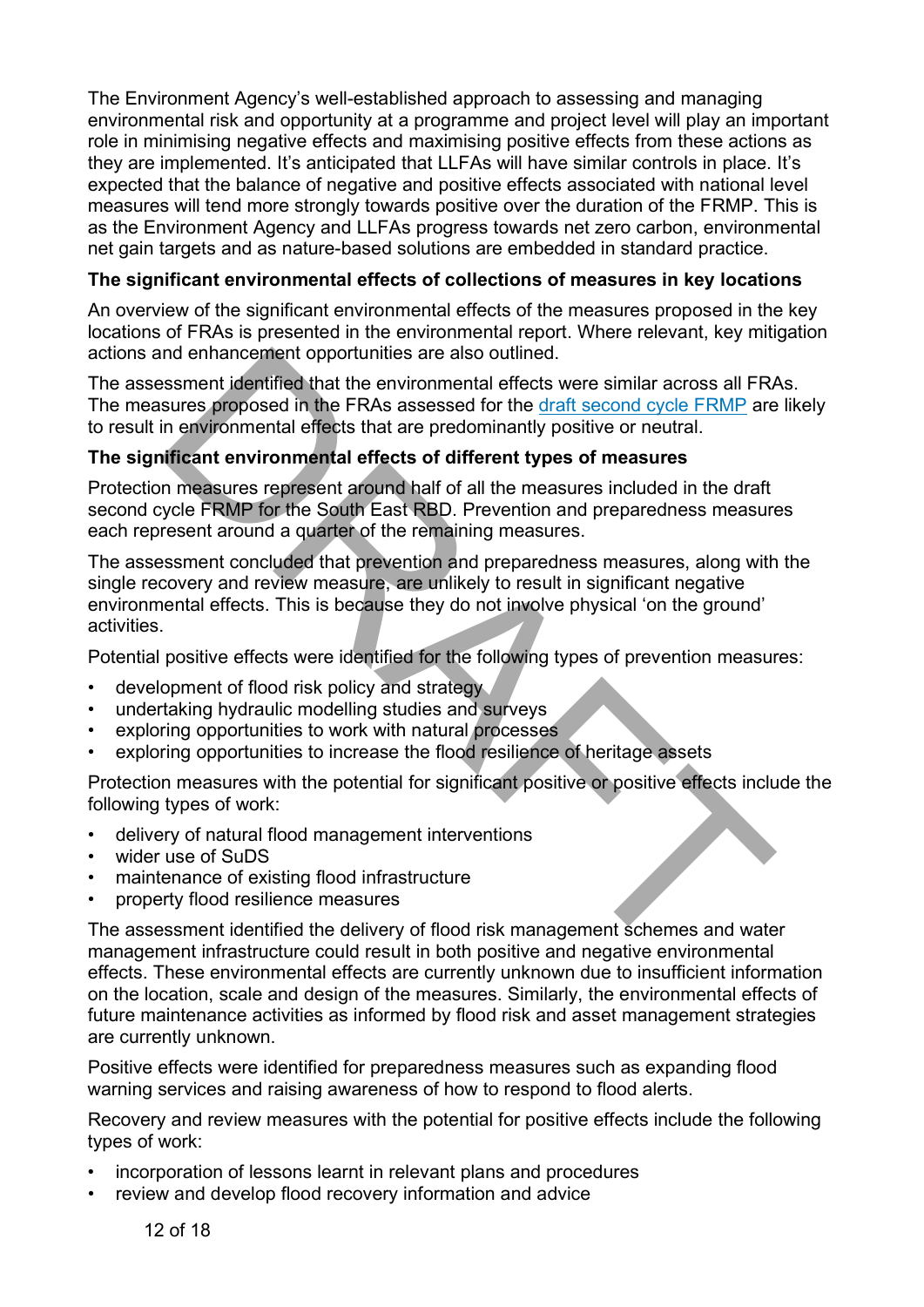The Environment Agency's well-established approach to assessing and managing environmental risk and opportunity at a programme and project level will play an important role in minimising negative effects and maximising positive effects from these actions as they are implemented. It's anticipated that LLFAs will have similar controls in place. It's expected that the balance of negative and positive effects associated with national level measures will tend more strongly towards positive over the duration of the FRMP. This is as the Environment Agency and LLFAs progress towards net zero carbon, environmental net gain targets and as nature-based solutions are embedded in standard practice.

### The significant environmental effects of collections of measures in key locations

An overview of the significant environmental effects of the measures proposed in the key locations of FRAs is presented in the environmental report. Where relevant, key mitigation actions and enhancement opportunities are also outlined.

The assessment identified that the environmental effects were similar across all FRAs. The measures proposed in the FRAs assessed for the draft second cycle FRMP are likely to result in environmental effects that are predominantly positive or neutral.

### The significant environmental effects of different types of measures

Protection measures represent around half of all the measures included in the draft second cycle FRMP for the South East RBD. Prevention and preparedness measures each represent around a quarter of the remaining measures.

The assessment concluded that prevention and preparedness measures, along with the single recovery and review measure, are unlikely to result in significant negative environmental effects. This is because they do not involve physical 'on the ground' activities.

Potential positive effects were identified for the following types of prevention measures:

- development of flood risk policy and strategy
- undertaking hydraulic modelling studies and surveys
- exploring opportunities to work with natural processes
- exploring opportunities to increase the flood resilience of heritage assets

Protection measures with the potential for significant positive or positive effects include the following types of work:

- delivery of natural flood management interventions
- wider use of SuDS
- maintenance of existing flood infrastructure
- property flood resilience measures

The assessment identified the delivery of flood risk management schemes and water management infrastructure could result in both positive and negative environmental effects. These environmental effects are currently unknown due to insufficient information on the location, scale and design of the measures. Similarly, the environmental effects of future maintenance activities as informed by flood risk and asset management strategies are currently unknown.

Positive effects were identified for preparedness measures such as expanding flood warning services and raising awareness of how to respond to flood alerts.

Recovery and review measures with the potential for positive effects include the following types of work:

- incorporation of lessons learnt in relevant plans and procedures
- review and develop flood recovery information and advice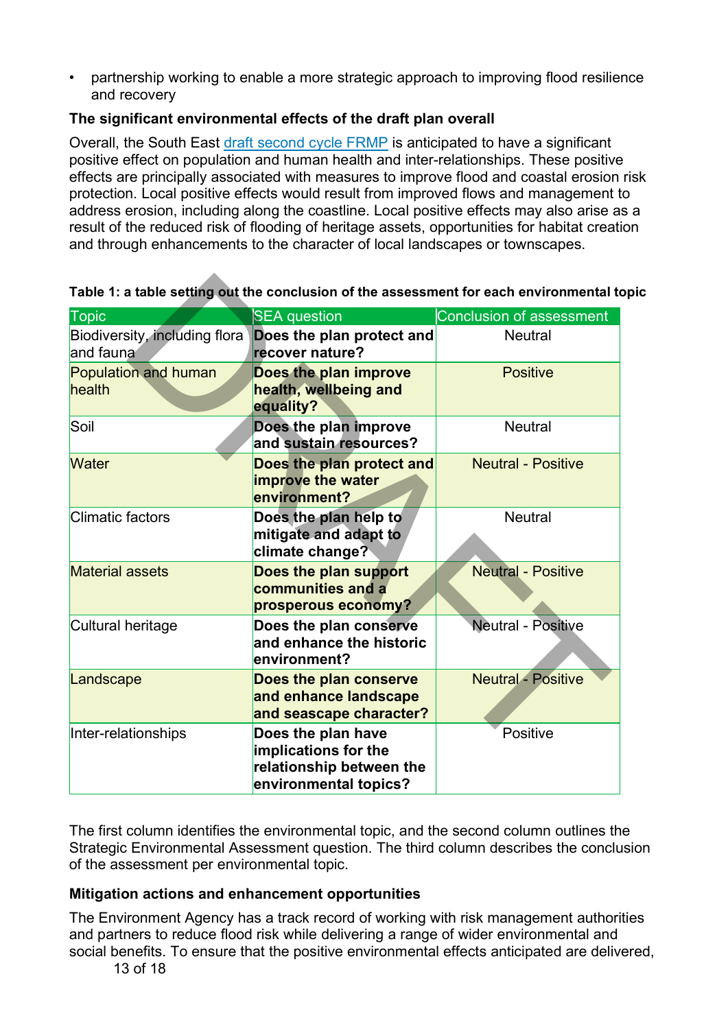- partnership working to enable a more strategic approach to improving flood resilience and recovery

**The significant environmental effects of the draft plan overall**

Overall, the South East [draft second cycle FRMP] is anticipated to have a significant positive effect on population and human health and inter-relationships. These positive effects are principally associated with measures to improve flood and coastal erosion risk protection. Local positive effects would result from improved flows and management to address erosion, including along the coastline. Local positive effects may also arise as a result of the reduced risk of flooding of heritage assets, opportunities for habitat creation and through enhancements to the character of local landscapes or townscapes.

**Table 1: a table setting out the conclusion of the assessment for each environmental topic**

| Topic | SEA question | Conclusion of assessment |
|---|---|---|
| Biodiversity, including flora and fauna | **Does the plan protect and recover nature?** | Neutral |
| Population and human health | **Does the plan improve health, wellbeing and equality?** | Positive |
| Soil | **Does the plan improve and sustain resources?** | Neutral |
| Water | **Does the plan protect and improve the water environment?** | Neutral - Positive |
| Climatic factors | **Does the plan help to mitigate and adapt to climate change?** | Neutral |
| Material assets | **Does the plan support communities and a prosperous economy?** | Neutral - Positive |
| Cultural heritage | **Does the plan conserve and enhance the historic environment?** | Neutral - Positive |
| Landscape | **Does the plan conserve and enhance landscape and seascape character?** | Neutral - Positive |
| Inter-relationships | **Does the plan have implications for the relationship between the environmental topics?** | Positive |

The first column identifies the environmental topic, and the second column outlines the Strategic Environmental Assessment question. The third column describes the conclusion of the assessment per environmental topic.

**Mitigation actions and enhancement opportunities**

The Environment Agency has a track record of working with risk management authorities and partners to reduce flood risk while delivering a range of wider environmental and social benefits. To ensure that the positive environmental effects anticipated are delivered,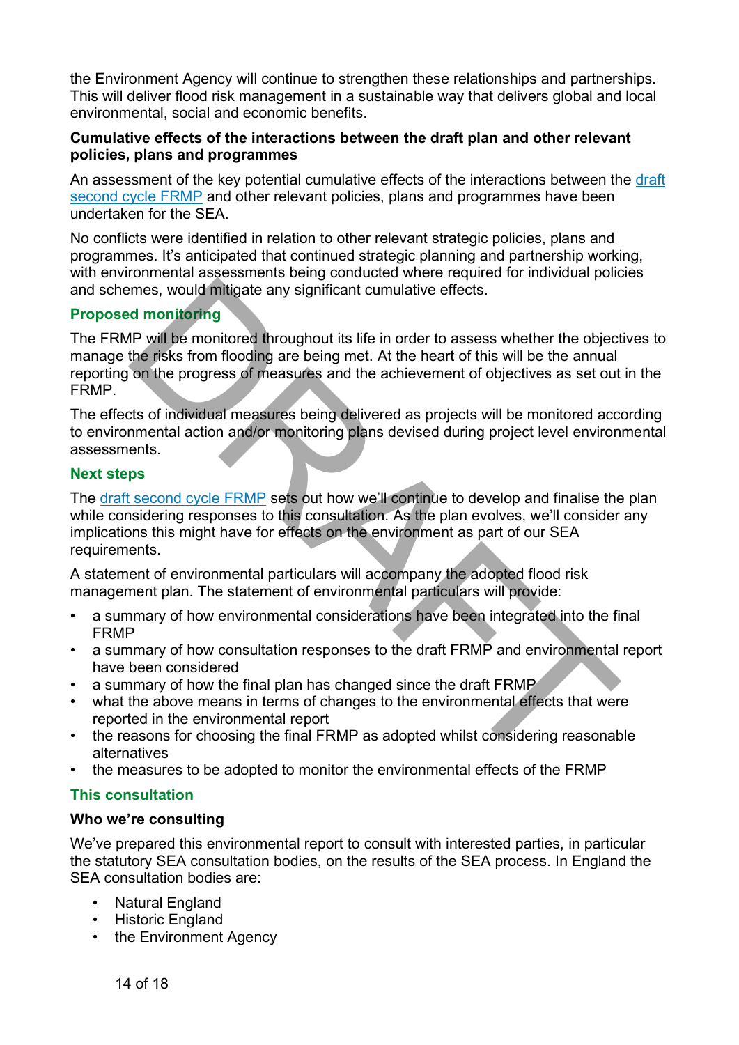the Environment Agency will continue to strengthen these relationships and partnerships. This will deliver flood risk management in a sustainable way that delivers global and local environmental, social and economic benefits.

**Cumulative effects of the interactions between the draft plan and other relevant policies, plans and programmes**

An assessment of the key potential cumulative effects of the interactions between the draft second cycle FRMP and other relevant policies, plans and programmes have been undertaken for the SEA.

No conflicts were identified in relation to other relevant strategic policies, plans and programmes. It's anticipated that continued strategic planning and partnership working, with environmental assessments being conducted where required for individual policies and schemes, would mitigate any significant cumulative effects.

### Proposed monitoring

The FRMP will be monitored throughout its life in order to assess whether the objectives to manage the risks from flooding are being met. At the heart of this will be the annual reporting on the progress of measures and the achievement of objectives as set out in the FRMP.

The effects of individual measures being delivered as projects will be monitored according to environmental action and/or monitoring plans devised during project level environmental assessments.

### Next steps

The draft second cycle FRMP sets out how we'll continue to develop and finalise the plan while considering responses to this consultation. As the plan evolves, we'll consider any implications this might have for effects on the environment as part of our SEA requirements.

A statement of environmental particulars will accompany the adopted flood risk management plan. The statement of environmental particulars will provide:

- a summary of how environmental considerations have been integrated into the final FRMP
- a summary of how consultation responses to the draft FRMP and environmental report have been considered
- a summary of how the final plan has changed since the draft FRMP
- what the above means in terms of changes to the environmental effects that were reported in the environmental report
- the reasons for choosing the final FRMP as adopted whilst considering reasonable alternatives
- the measures to be adopted to monitor the environmental effects of the FRMP

### This consultation

**Who we're consulting**

We've prepared this environmental report to consult with interested parties, in particular the statutory SEA consultation bodies, on the results of the SEA process. In England the SEA consultation bodies are:

- Natural England
- Historic England
- the Environment Agency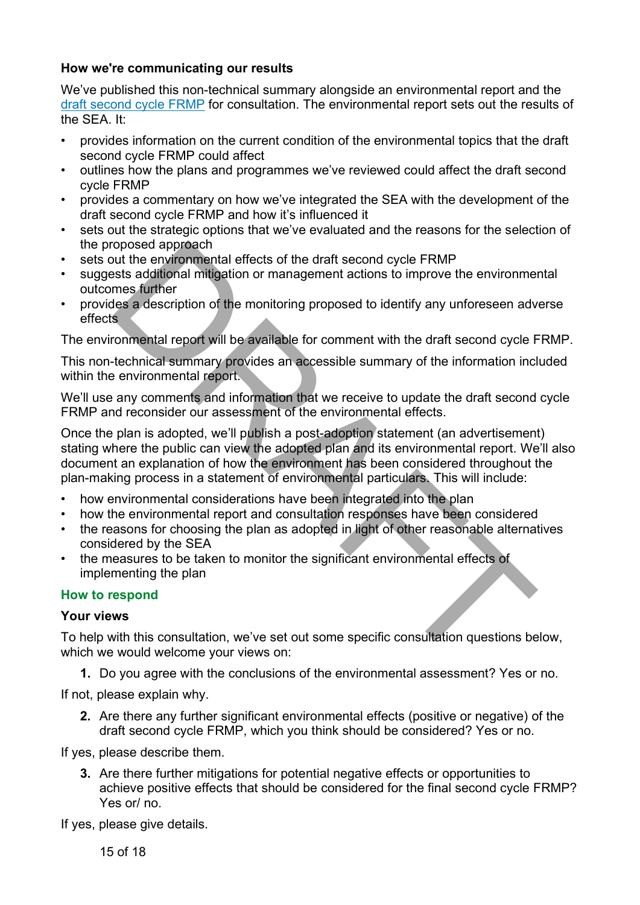**How we're communicating our results**

We've published this non-technical summary alongside an environmental report and the [draft second cycle FRMP](#) for consultation. The environmental report sets out the results of the SEA. It:

- provides information on the current condition of the environmental topics that the draft second cycle FRMP could affect
- outlines how the plans and programmes we've reviewed could affect the draft second cycle FRMP
- provides a commentary on how we've integrated the SEA with the development of the draft second cycle FRMP and how it's influenced it
- sets out the strategic options that we've evaluated and the reasons for the selection of the proposed approach
- sets out the environmental effects of the draft second cycle FRMP
- suggests additional mitigation or management actions to improve the environmental outcomes further
- provides a description of the monitoring proposed to identify any unforeseen adverse effects

The environmental report will be available for comment with the draft second cycle FRMP.

This non-technical summary provides an accessible summary of the information included within the environmental report.

We'll use any comments and information that we receive to update the draft second cycle FRMP and reconsider our assessment of the environmental effects.

Once the plan is adopted, we'll publish a post-adoption statement (an advertisement) stating where the public can view the adopted plan and its environmental report. We'll also document an explanation of how the environment has been considered throughout the plan-making process in a statement of environmental particulars. This will include:

- how environmental considerations have been integrated into the plan
- how the environmental report and consultation responses have been considered
- the reasons for choosing the plan as adopted in light of other reasonable alternatives considered by the SEA
- the measures to be taken to monitor the significant environmental effects of implementing the plan

## How to respond

**Your views**

To help with this consultation, we've set out some specific consultation questions below, which we would welcome your views on:

1. Do you agree with the conclusions of the environmental assessment? Yes or no.

If not, please explain why.

2. Are there any further significant environmental effects (positive or negative) of the draft second cycle FRMP, which you think should be considered? Yes or no.

If yes, please describe them.

3. Are there further mitigations for potential negative effects or opportunities to achieve positive effects that should be considered for the final second cycle FRMP? Yes or/ no.

If yes, please give details.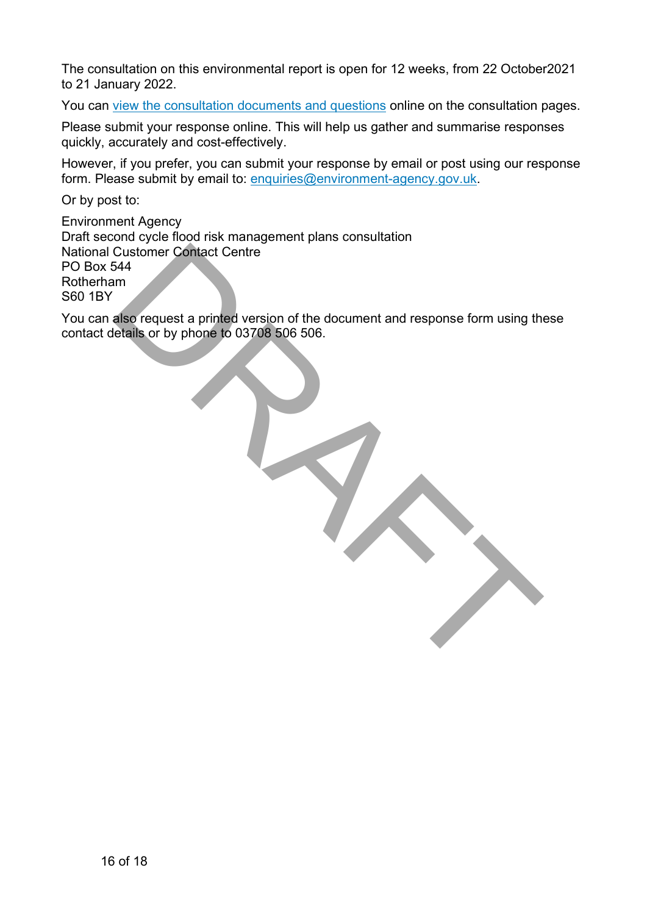The consultation on this environmental report is open for 12 weeks, from 22 October2021 to 21 January 2022.

You can [view the consultation documents and questions](#) online on the consultation pages.

Please submit your response online. This will help us gather and summarise responses quickly, accurately and cost-effectively.

However, if you prefer, you can submit your response by email or post using our response form. Please submit by email to: enquiries@environment-agency.gov.uk.

Or by post to:

Environment Agency  
Draft second cycle flood risk management plans consultation  
National Customer Contact Centre  
PO Box 544  
Rotherham  
S60 1BY

You can also request a printed version of the document and response form using these contact details or by phone to 03708 506 506.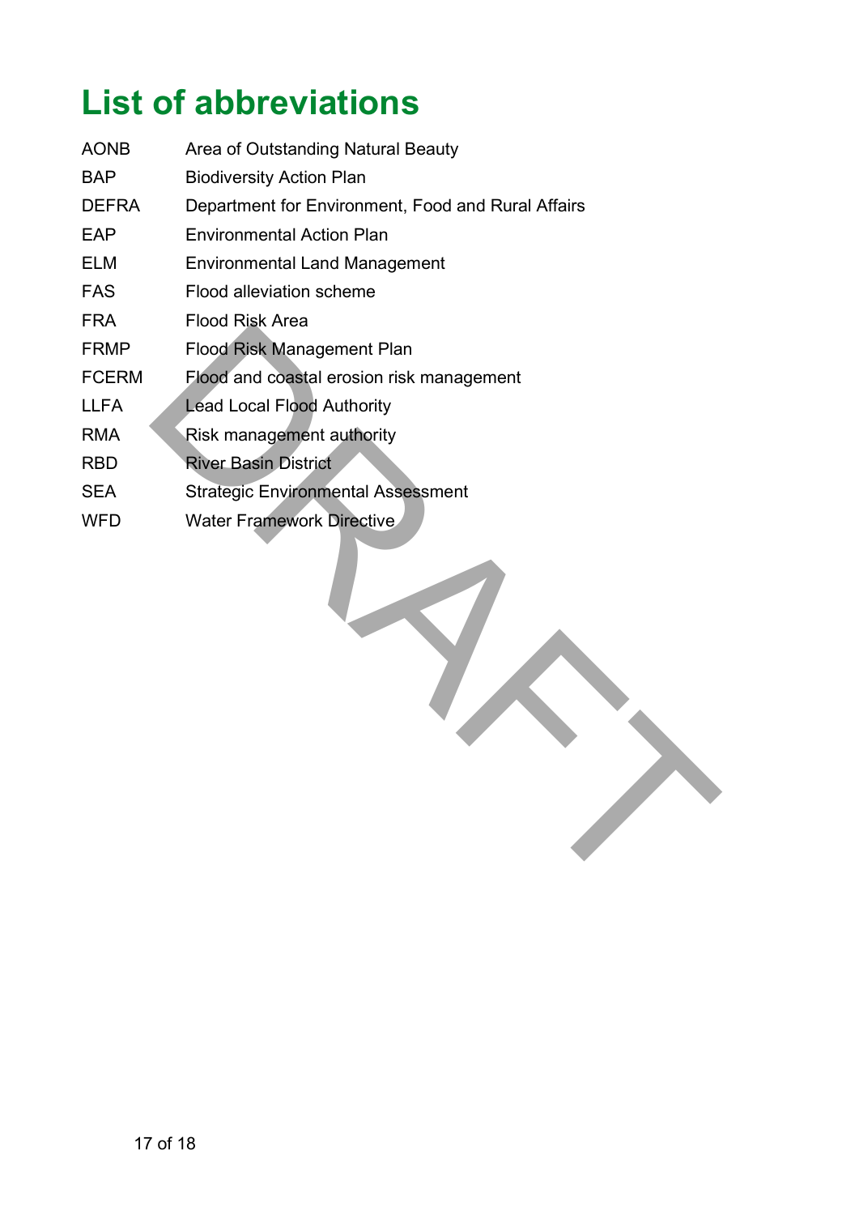# List of abbreviations

| | |
|---|---|
| AONB | Area of Outstanding Natural Beauty |
| BAP | Biodiversity Action Plan |
| DEFRA | Department for Environment, Food and Rural Affairs |
| EAP | Environmental Action Plan |
| ELM | Environmental Land Management |
| FAS | Flood alleviation scheme |
| FRA | Flood Risk Area |
| FRMP | Flood Risk Management Plan |
| FCERM | Flood and coastal erosion risk management |
| LLFA | Lead Local Flood Authority |
| RMA | Risk management authority |
| RBD | River Basin District |
| SEA | Strategic Environmental Assessment |
| WFD | Water Framework Directive |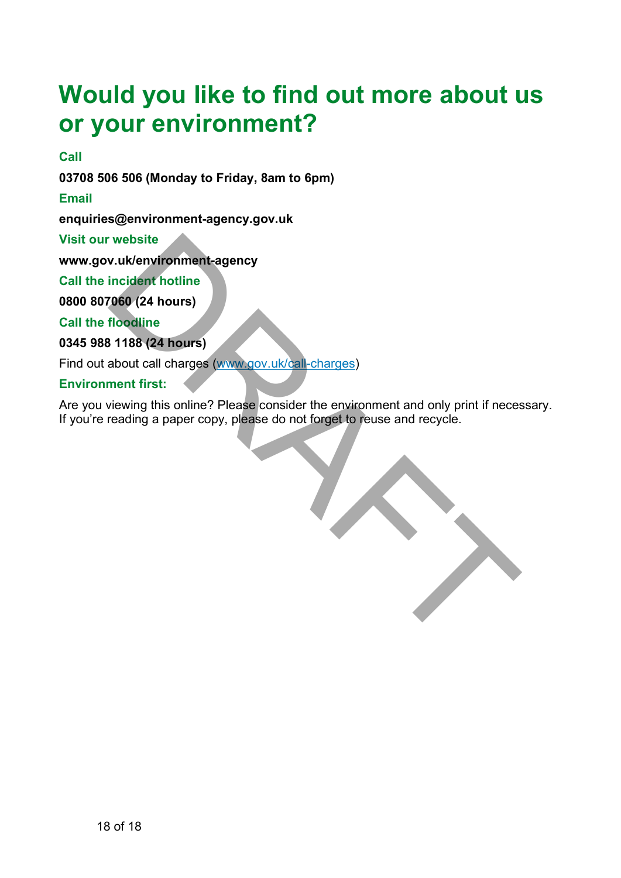# Would you like to find out more about us or your environment?

**Call**

**03708 506 506 (Monday to Friday, 8am to 6pm)**

**Email**

**enquiries@environment-agency.gov.uk**

**Visit our website**

**www.gov.uk/environment-agency**

**Call the incident hotline**

**0800 807060 (24 hours)**

**Call the floodline**

**0345 988 1188 (24 hours)**

Find out about call charges (www.gov.uk/call-charges)

**Environment first:**

Are you viewing this online? Please consider the environment and only print if necessary. If you're reading a paper copy, please do not forget to reuse and recycle.